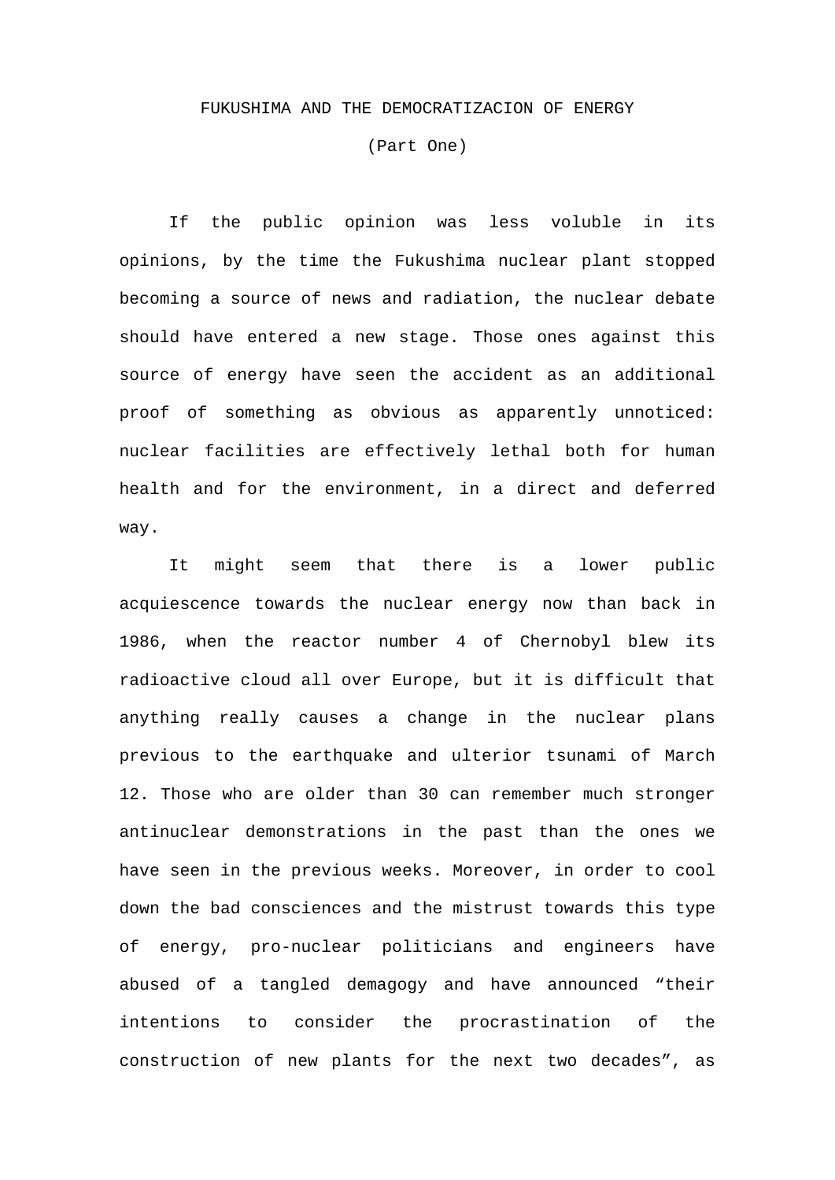# FUKUSHIMA AND THE DEMOCRATIZACION OF ENERGY

## (Part One)

If the public opinion was less voluble in its opinions, by the time the Fukushima nuclear plant stopped becoming a source of news and radiation, the nuclear debate should have entered a new stage. Those ones against this source of energy have seen the accident as an additional proof of something as obvious as apparently unnoticed: nuclear facilities are effectively lethal both for human health and for the environment, in a direct and deferred way.

It might seem that there is a lower public acquiescence towards the nuclear energy now than back in 1986, when the reactor number 4 of Chernobyl blew its radioactive cloud all over Europe, but it is difficult that anything really causes a change in the nuclear plans previous to the earthquake and ulterior tsunami of March 12. Those who are older than 30 can remember much stronger antinuclear demonstrations in the past than the ones we have seen in the previous weeks. Moreover, in order to cool down the bad consciences and the mistrust towards this type of energy, pro-nuclear politicians and engineers have abused of a tangled demagogy and have announced "their intentions to consider the procrastination of the construction of new plants for the next two decades", as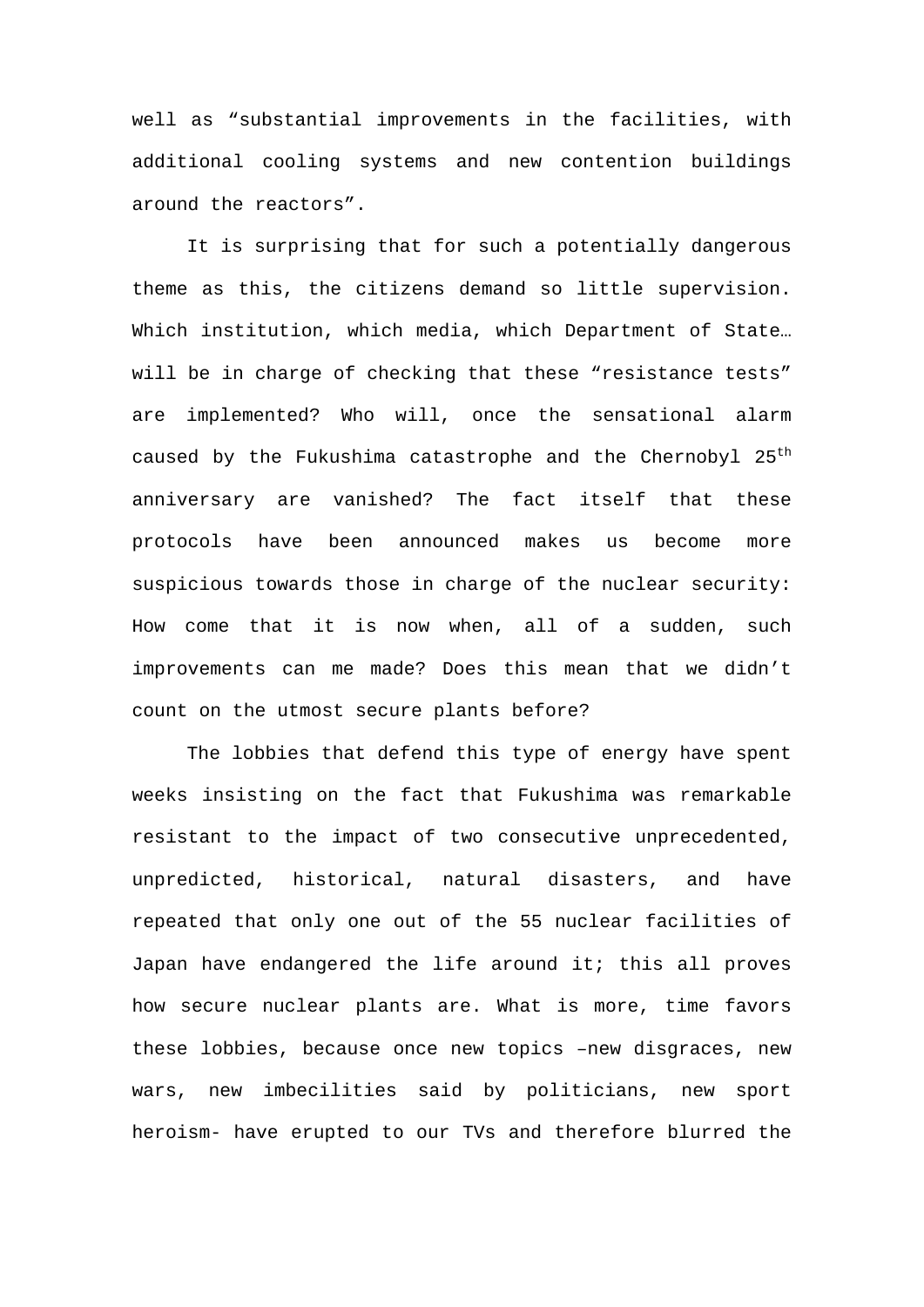well as “substantial improvements in the facilities, with additional cooling systems and new contention buildings around the reactors”.

It is surprising that for such a potentially dangerous theme as this, the citizens demand so little supervision. Which institution, which media, which Department of State… will be in charge of checking that these “resistance tests” are implemented? Who will, once the sensational alarm caused by the Fukushima catastrophe and the Chernobyl 25th anniversary are vanished? The fact itself that these protocols have been announced makes us become more suspicious towards those in charge of the nuclear security: How come that it is now when, all of a sudden, such improvements can me made? Does this mean that we didn’t count on the utmost secure plants before?

The lobbies that defend this type of energy have spent weeks insisting on the fact that Fukushima was remarkable resistant to the impact of two consecutive unprecedented, unpredicted, historical, natural disasters, and have repeated that only one out of the 55 nuclear facilities of Japan have endangered the life around it; this all proves how secure nuclear plants are. What is more, time favors these lobbies, because once new topics –new disgraces, new wars, new imbecilities said by politicians, new sport heroism- have erupted to our TVs and therefore blurred the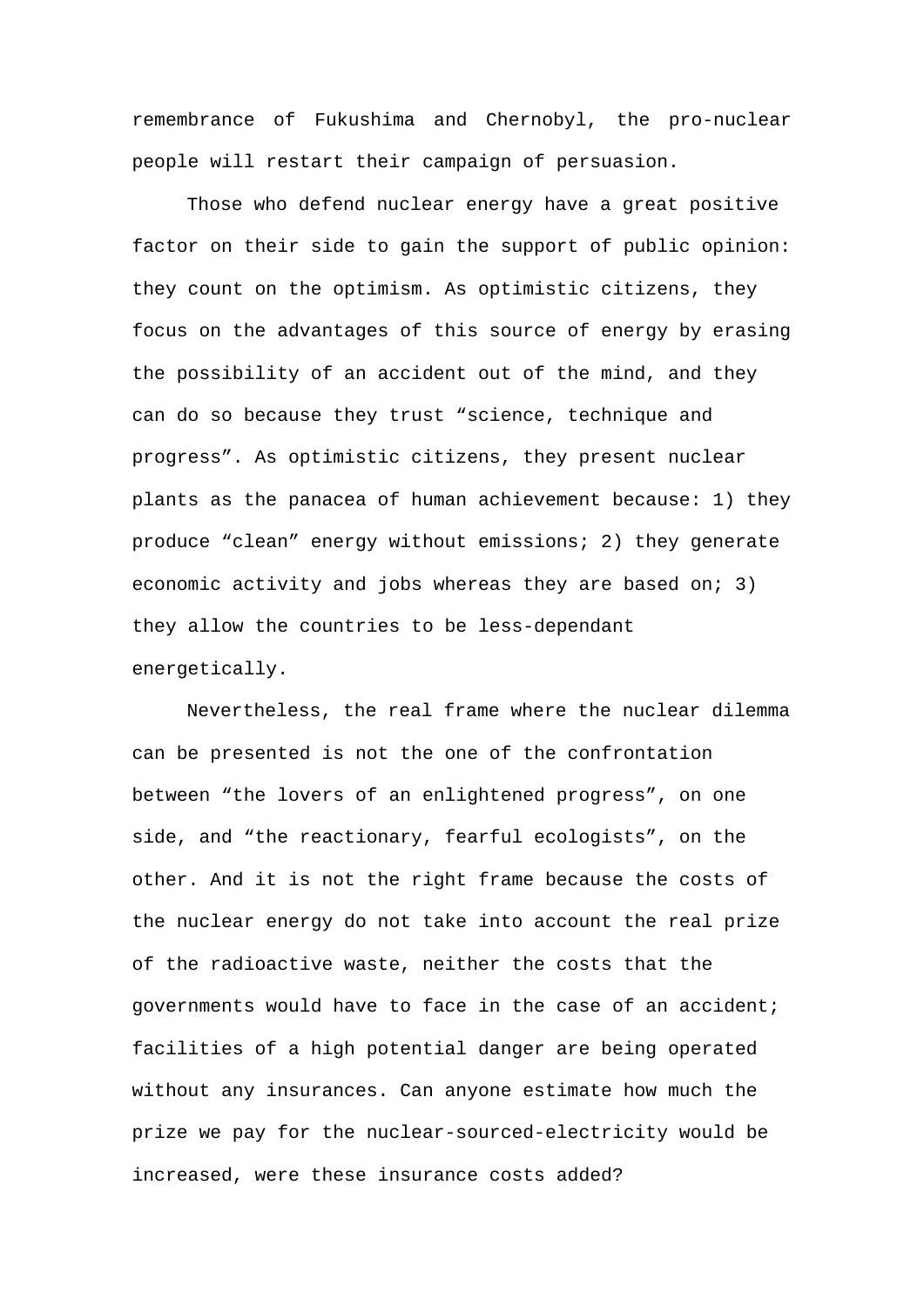remembrance of Fukushima and Chernobyl, the pro-nuclear people will restart their campaign of persuasion.

Those who defend nuclear energy have a great positive factor on their side to gain the support of public opinion: they count on the optimism. As optimistic citizens, they focus on the advantages of this source of energy by erasing the possibility of an accident out of the mind, and they can do so because they trust “science, technique and progress”. As optimistic citizens, they present nuclear plants as the panacea of human achievement because: 1) they produce “clean” energy without emissions; 2) they generate economic activity and jobs whereas they are based on; 3) they allow the countries to be less-dependant energetically.

Nevertheless, the real frame where the nuclear dilemma can be presented is not the one of the confrontation between “the lovers of an enlightened progress”, on one side, and “the reactionary, fearful ecologists”, on the other. And it is not the right frame because the costs of the nuclear energy do not take into account the real prize of the radioactive waste, neither the costs that the governments would have to face in the case of an accident; facilities of a high potential danger are being operated without any insurances. Can anyone estimate how much the prize we pay for the nuclear-sourced-electricity would be increased, were these insurance costs added?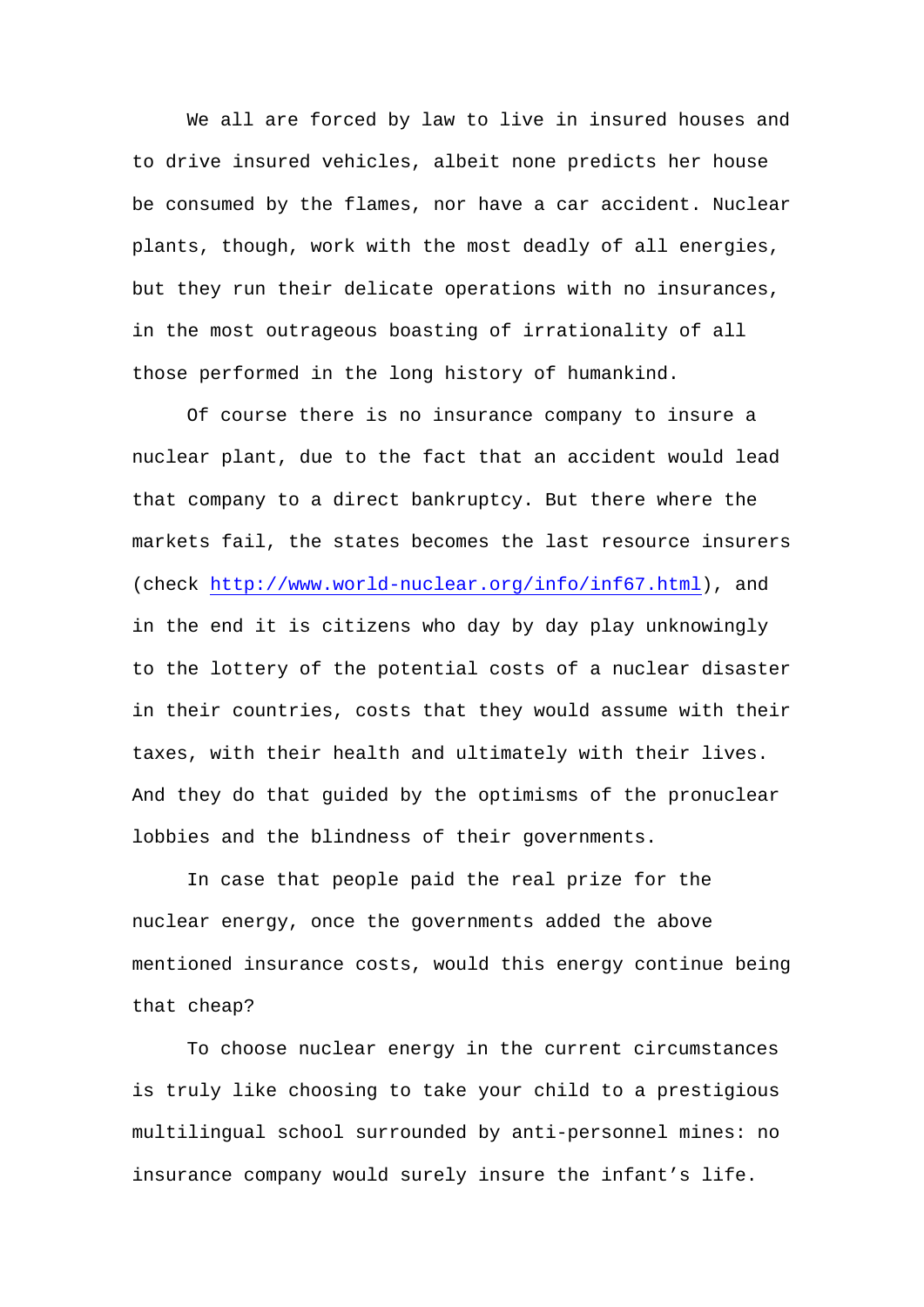We all are forced by law to live in insured houses and to drive insured vehicles, albeit none predicts her house be consumed by the flames, nor have a car accident. Nuclear plants, though, work with the most deadly of all energies, but they run their delicate operations with no insurances, in the most outrageous boasting of irrationality of all those performed in the long history of humankind.

Of course there is no insurance company to insure a nuclear plant, due to the fact that an accident would lead that company to a direct bankruptcy. But there where the markets fail, the states becomes the last resource insurers (check [http://www.world-nuclear.org/info/inf67.html](http://www.world-nuclear.org/info/inf67.html)), and in the end it is citizens who day by day play unknowingly to the lottery of the potential costs of a nuclear disaster in their countries, costs that they would assume with their taxes, with their health and ultimately with their lives. And they do that guided by the optimisms of the pronuclear lobbies and the blindness of their governments.

In case that people paid the real prize for the nuclear energy, once the governments added the above mentioned insurance costs, would this energy continue being that cheap?

To choose nuclear energy in the current circumstances is truly like choosing to take your child to a prestigious multilingual school surrounded by anti-personnel mines: no insurance company would surely insure the infant's life.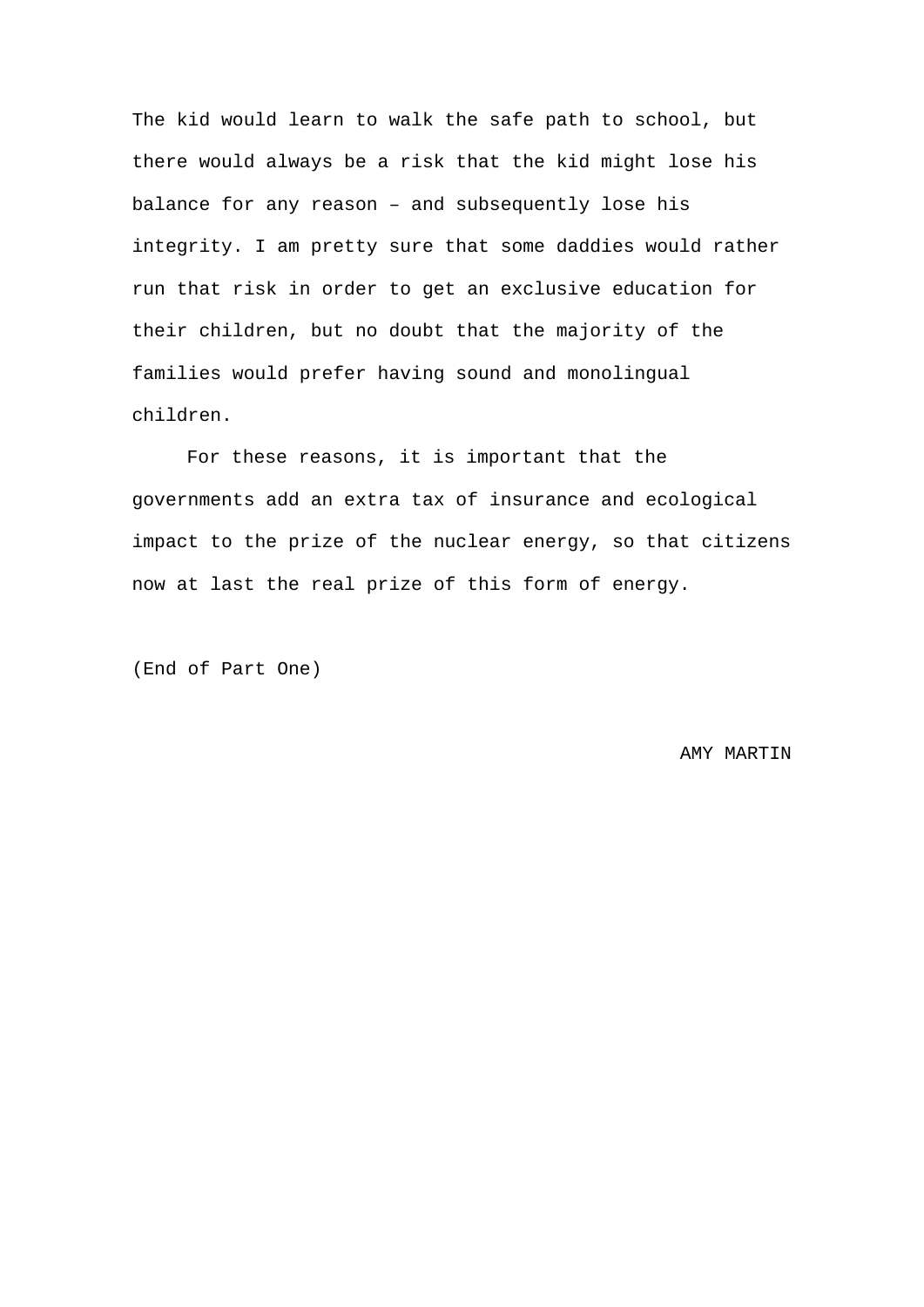The kid would learn to walk the safe path to school, but there would always be a risk that the kid might lose his balance for any reason – and subsequently lose his integrity. I am pretty sure that some daddies would rather run that risk in order to get an exclusive education for their children, but no doubt that the majority of the families would prefer having sound and monolingual children.

For these reasons, it is important that the governments add an extra tax of insurance and ecological impact to the prize of the nuclear energy, so that citizens now at last the real prize of this form of energy.

(End of Part One)

AMY MARTIN